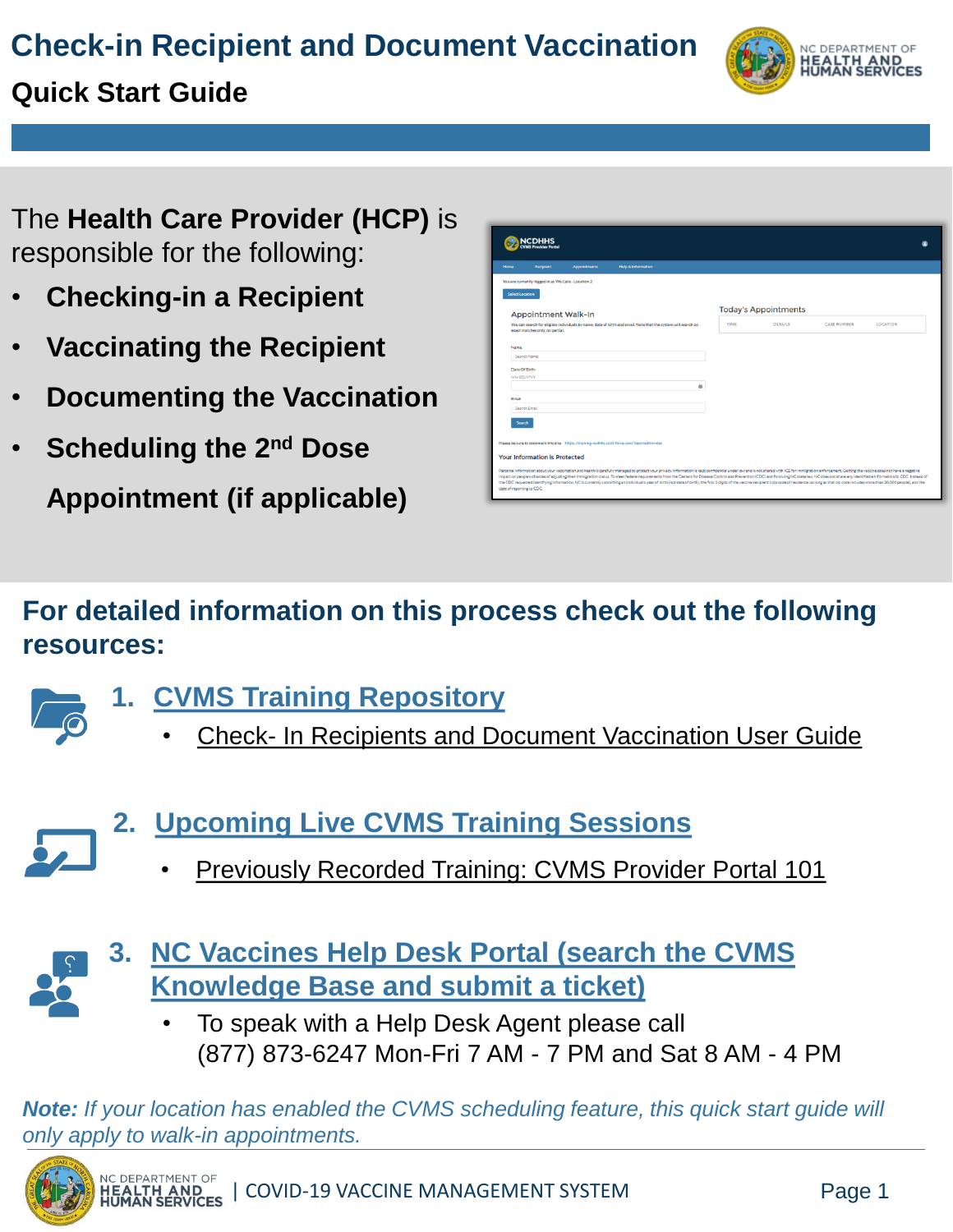# Check-in Recipient and Document Vaccination

## Quick Start Guide

The **Health Care Provider (HCP)** is responsible for the following:

- **Checking-in a Recipient**
- **Vaccinating the Recipient**
- **Documenting the Vaccination**
- **Scheduling the 2nd Dose Appointment (if applicable)**

## For detailed information on this process check out the following resources:

1. **CVMS Training Repository**
   - Check- In Recipients and Document Vaccination User Guide

2. **Upcoming Live CVMS Training Sessions**
   - Previously Recorded Training: CVMS Provider Portal 101

3. **NC Vaccines Help Desk Portal (search the CVMS Knowledge Base and submit a ticket)**
   - To speak with a Help Desk Agent please call (877) 873-6247 Mon-Fri 7 AM - 7 PM and Sat 8 AM - 4 PM

***Note:*** *If your location has enabled the CVMS scheduling feature, this quick start guide will only apply to walk-in appointments.*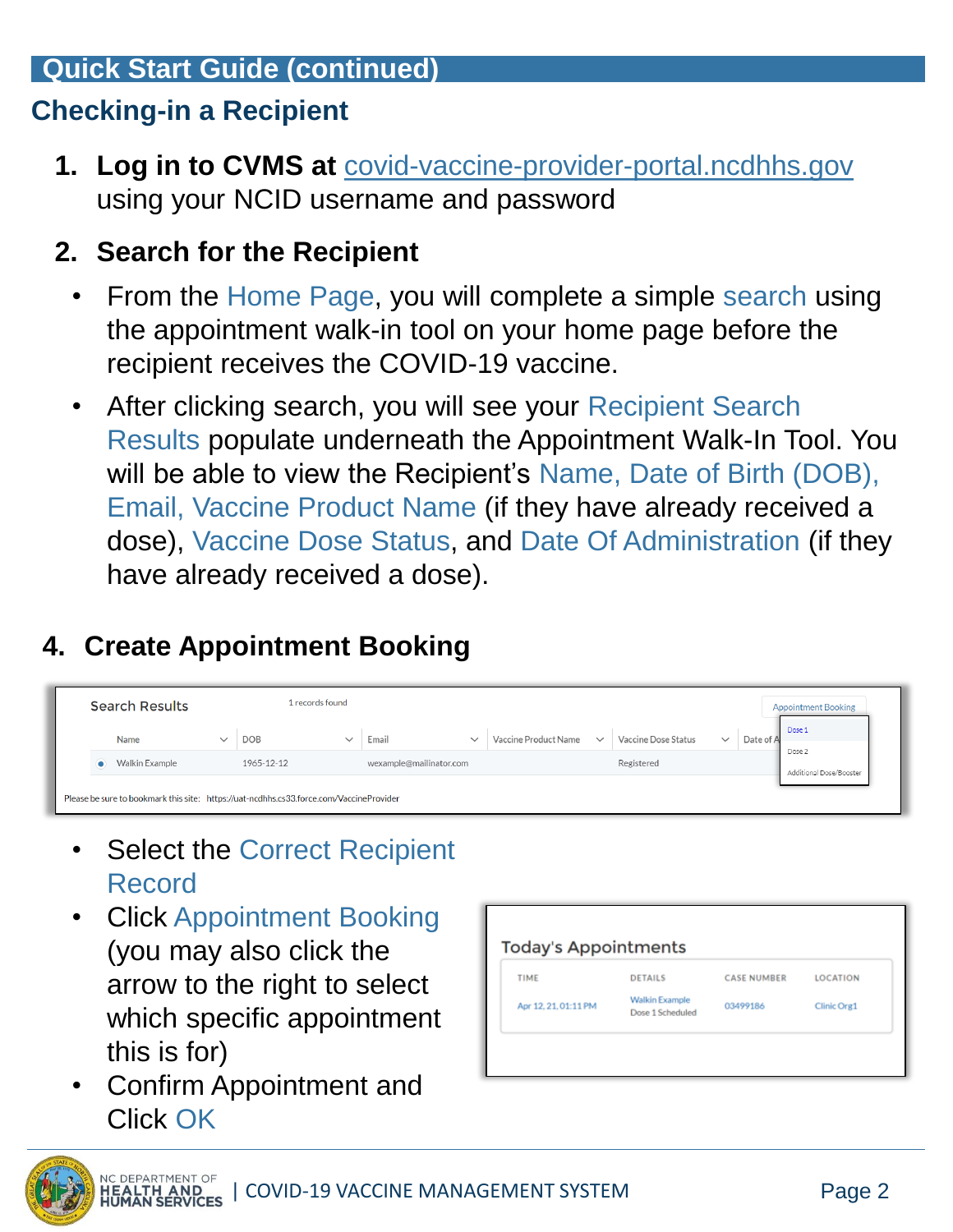## Quick Start Guide (continued)

### Checking-in a Recipient

1. **Log in to CVMS at** covid-vaccine-provider-portal.ncdhhs.gov using your NCID username and password

2. **Search for the Recipient**
   - From the Home Page, you will complete a simple search using the appointment walk-in tool on your home page before the recipient receives the COVID-19 vaccine.
   - After clicking search, you will see your Recipient Search Results populate underneath the Appointment Walk-In Tool. You will be able to view the Recipient's Name, Date of Birth (DOB), Email, Vaccine Product Name (if they have already received a dose), Vaccine Dose Status, and Date Of Administration (if they have already received a dose).

4. **Create Appointment Booking**

Search Results — 1 records found — Appointment Booking (Dose 1 / Dose 2 / Additional Dose/Booster)

| | Name | DOB | Email | Vaccine Product Name | Vaccine Dose Status | Date of A |
|---|---|---|---|---|---|---|
| ● | Walkin Example | 1965-12-12 | wexample@mailinator.com | | Registered | |

Please be sure to bookmark this site: https://uat-ncdhhs.cs33.force.com/VaccineProvider

- Select the Correct Recipient Record
- Click Appointment Booking (you may also click the arrow to the right to select which specific appointment this is for)
- Confirm Appointment and Click OK

Today's Appointments

| TIME | DETAILS | CASE NUMBER | LOCATION |
|---|---|---|---|
| Apr 12, 21, 01:11 PM | Walkin Example Dose 1 Scheduled | 03499186 | Clinic Org1 |

NC DEPARTMENT OF HEALTH AND HUMAN SERVICES | COVID-19 VACCINE MANAGEMENT SYSTEM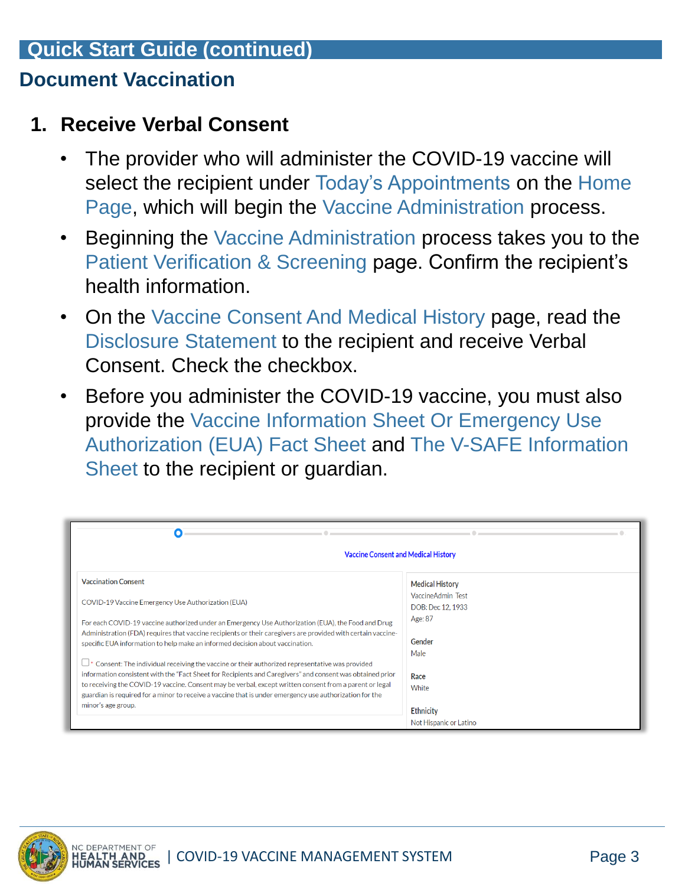## Quick Start Guide (continued)

### Document Vaccination

1. **Receive Verbal Consent**
   - The provider who will administer the COVID-19 vaccine will select the recipient under Today's Appointments on the Home Page, which will begin the Vaccine Administration process.
   - Beginning the Vaccine Administration process takes you to the Patient Verification & Screening page. Confirm the recipient's health information.
   - On the Vaccine Consent And Medical History page, read the Disclosure Statement to the recipient and receive Verbal Consent. Check the checkbox.
   - Before you administer the COVID-19 vaccine, you must also provide the Vaccine Information Sheet Or Emergency Use Authorization (EUA) Fact Sheet and The V-SAFE Information Sheet to the recipient or guardian.

Vaccine Consent and Medical History

Vaccination Consent

COVID-19 Vaccine Emergency Use Authorization (EUA)

For each COVID-19 vaccine authorized under an Emergency Use Authorization (EUA), the Food and Drug Administration (FDA) requires that vaccine recipients or their caregivers are provided with certain vaccine-specific EUA information to help make an informed decision about vaccination.

☐ * Consent: The individual receiving the vaccine or their authorized representative was provided information consistent with the "Fact Sheet for Recipients and Caregivers" and consent was obtained prior to receiving the COVID-19 vaccine. Consent may be verbal, except written consent from a parent or legal guardian is required for a minor to receive a vaccine that is under emergency use authorization for the minor's age group.

Medical History

VaccineAdmin Test

DOB: Dec 12, 1933

Age: 87

Gender

Male

Race

White

Ethnicity

Not Hispanic or Latino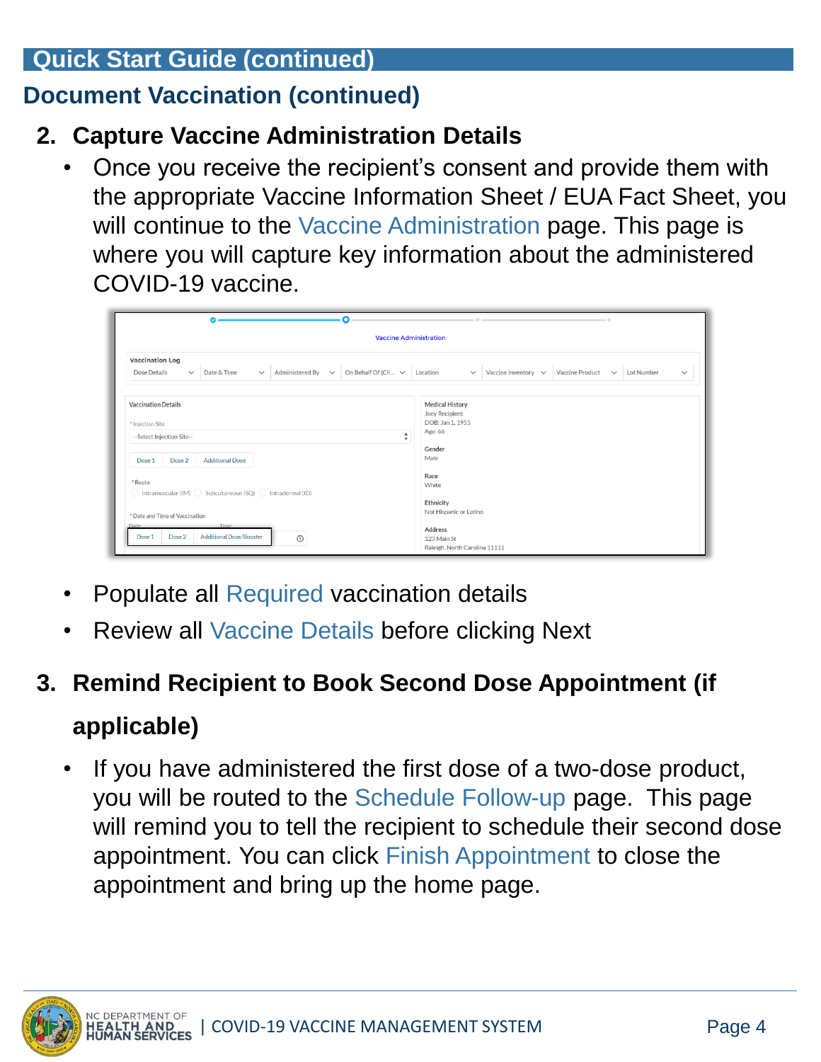## Quick Start Guide (continued)

### Document Vaccination (continued)

**2. Capture Vaccine Administration Details**

- Once you receive the recipient's consent and provide them with the appropriate Vaccine Information Sheet / EUA Fact Sheet, you will continue to the Vaccine Administration page. This page is where you will capture key information about the administered COVID-19 vaccine.

- Populate all Required vaccination details
- Review all Vaccine Details before clicking Next

**3. Remind Recipient to Book Second Dose Appointment (if applicable)**

- If you have administered the first dose of a two-dose product, you will be routed to the Schedule Follow-up page. This page will remind you to tell the recipient to schedule their second dose appointment. You can click Finish Appointment to close the appointment and bring up the home page.